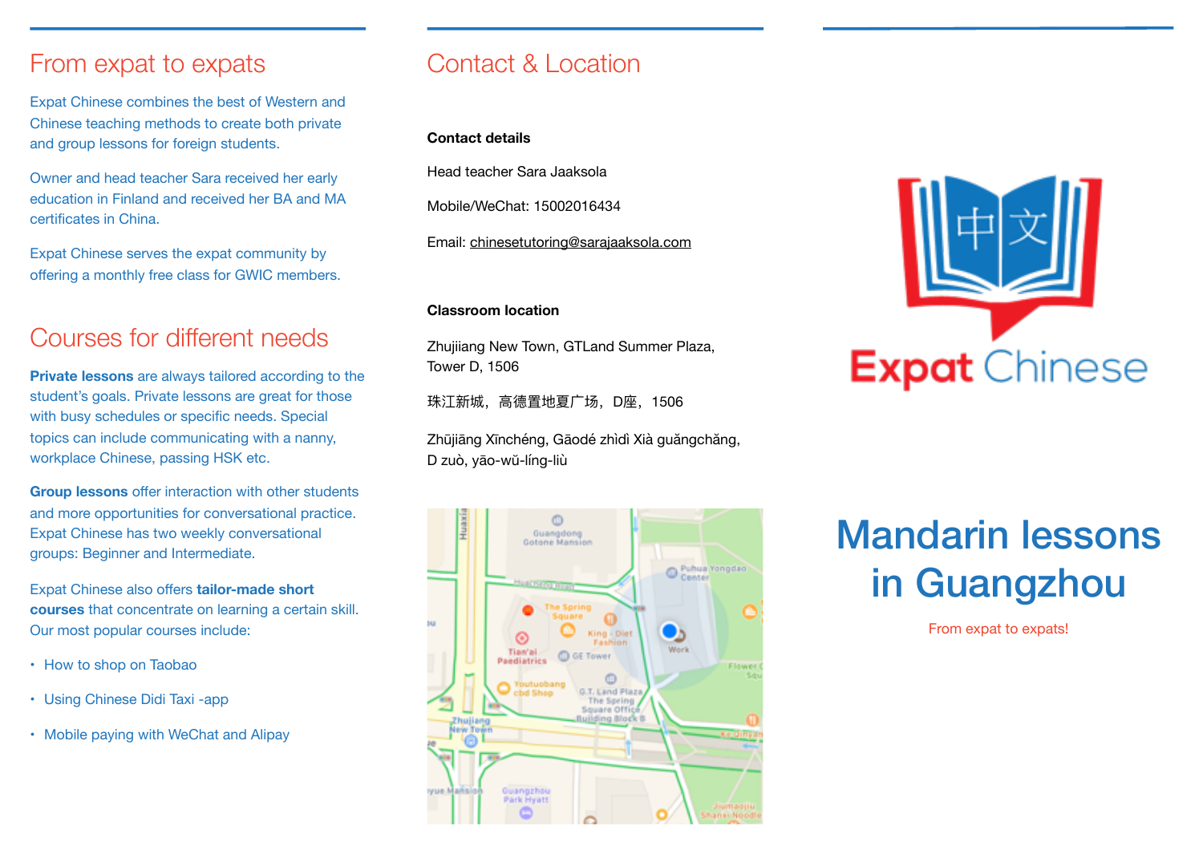## From expat to expats

Expat Chinese combines the best of Western and Chinese teaching methods to create both private and group lessons for foreign students.

Owner and head teacher Sara received her early education in Finland and received her BA and MA certificates in China.

Expat Chinese serves the expat community by offering a monthly free class for GWIC members.

## Courses for different needs

**Private lessons** are always tailored according to the student's goals. Private lessons are great for those with busy schedules or specific needs. Special topics can include communicating with a nanny, workplace Chinese, passing HSK etc.

**Group lessons** offer interaction with other students and more opportunities for conversational practice. Expat Chinese has two weekly conversational groups: Beginner and Intermediate.

Expat Chinese also offers **tailor-made short courses** that concentrate on learning a certain skill. Our most popular courses include:

- How to shop on Taobao
- Using Chinese Didi Taxi -app
- Mobile paying with WeChat and Alipay

## Contact & Location

**Contact details**

Head teacher Sara Jaaksola

Mobile/WeChat: 15002016434

Email: chinesetutoring@sarajaaksola.com

**Classroom location**

Zhujiiang New Town, GTLand Summer Plaza, Tower D, 1506

珠江新城，高德置地夏广场，D座，1506

Zhūjiāng Xīnchéng, Gāodé zhìdì Xià guǎngchǎng, D zuò, yāo-wǔ-líng-liù

Expat Chinese

# Mandarin lessons in Guangzhou

From expat to expats!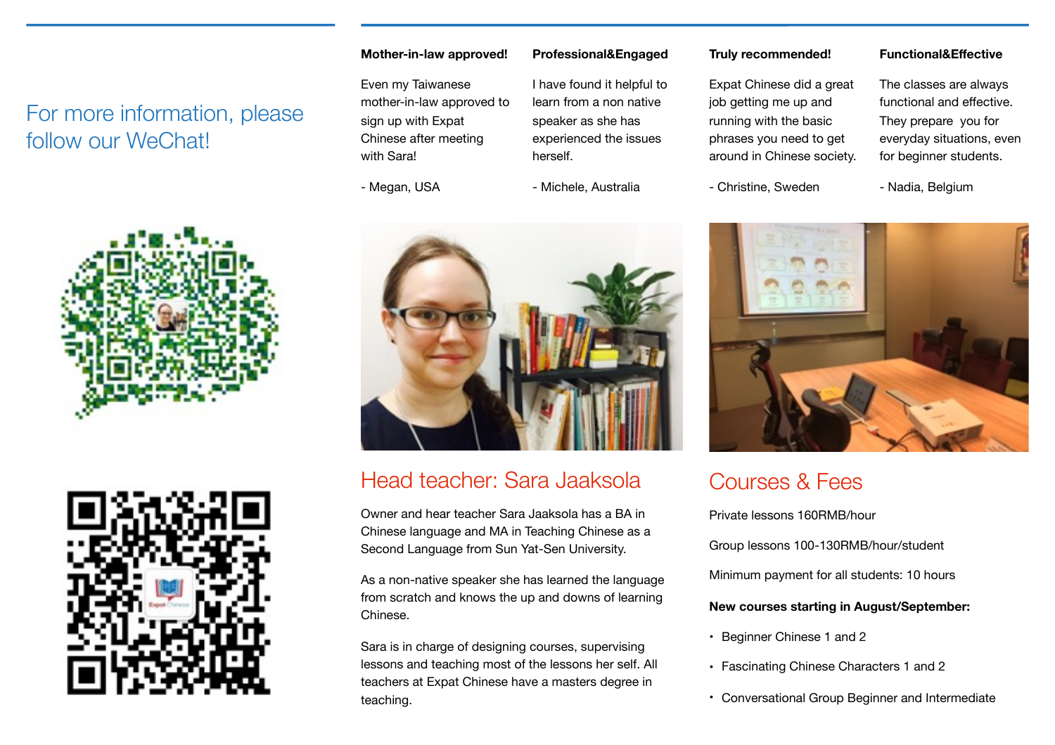For more information, please follow our WeChat!

**Mother-in-law approved!**

Even my Taiwanese mother-in-law approved to sign up with Expat Chinese after meeting with Sara!

- Megan, USA

**Professional&Engaged**

I have found it helpful to learn from a non native speaker as she has experienced the issues herself.

- Michele, Australia

**Truly recommended!**

Expat Chinese did a great job getting me up and running with the basic phrases you need to get around in Chinese society.

- Christine, Sweden

**Functional&Effective**

The classes are always functional and effective. They prepare you for everyday situations, even for beginner students.

- Nadia, Belgium

## Head teacher: Sara Jaaksola

Owner and hear teacher Sara Jaaksola has a BA in Chinese language and MA in Teaching Chinese as a Second Language from Sun Yat-Sen University.

As a non-native speaker she has learned the language from scratch and knows the up and downs of learning Chinese.

Sara is in charge of designing courses, supervising lessons and teaching most of the lessons her self. All teachers at Expat Chinese have a masters degree in teaching.

## Courses & Fees

Private lessons 160RMB/hour

Group lessons 100-130RMB/hour/student

Minimum payment for all students: 10 hours

**New courses starting in August/September:**

- Beginner Chinese 1 and 2
- Fascinating Chinese Characters 1 and 2
- Conversational Group Beginner and Intermediate